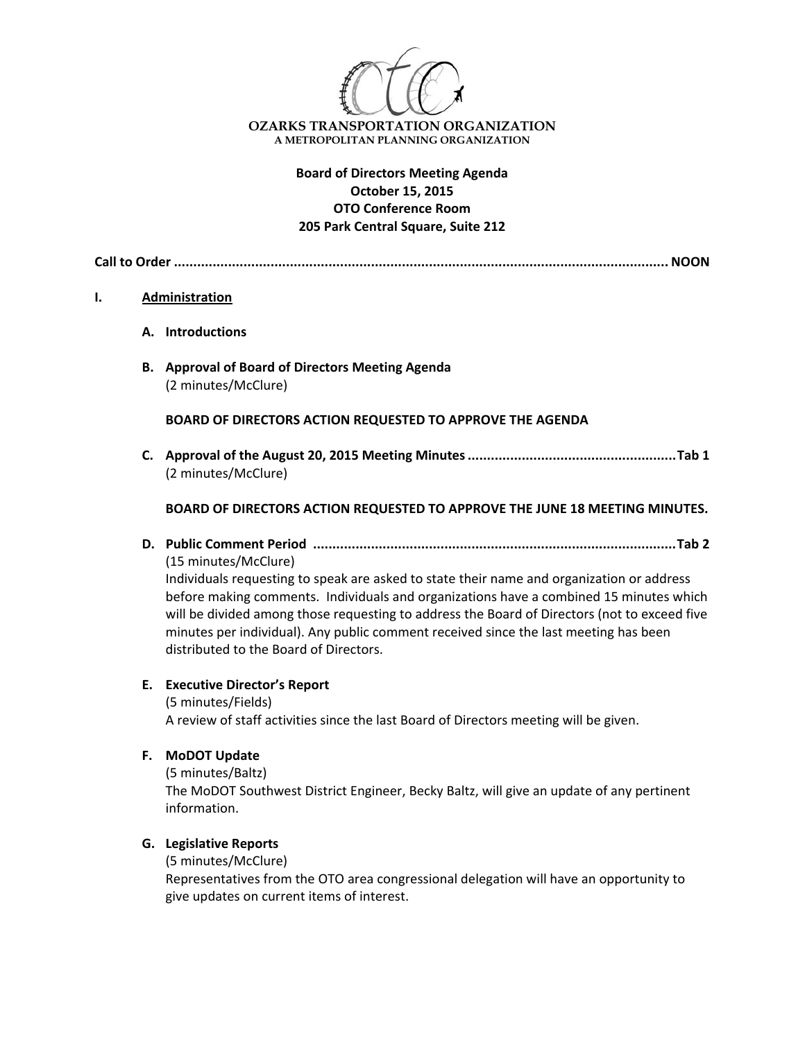**OZARKS TRANSPORTATION ORGANIZATION**
**A METROPOLITAN PLANNING ORGANIZATION**

**Board of Directors Meeting Agenda**
**October 15, 2015**
**OTO Conference Room**
**205 Park Central Square, Suite 212**

**Call to Order ............................................................................................................................. NOON**

**I. Administration**

**A. Introductions**

**B. Approval of Board of Directors Meeting Agenda**
(2 minutes/McClure)

**BOARD OF DIRECTORS ACTION REQUESTED TO APPROVE THE AGENDA**

**C. Approval of the August 20, 2015 Meeting Minutes ..................................................... Tab 1**
(2 minutes/McClure)

**BOARD OF DIRECTORS ACTION REQUESTED TO APPROVE THE JUNE 18 MEETING MINUTES.**

**D. Public Comment Period .............................................................................................. Tab 2**
(15 minutes/McClure)
Individuals requesting to speak are asked to state their name and organization or address before making comments. Individuals and organizations have a combined 15 minutes which will be divided among those requesting to address the Board of Directors (not to exceed five minutes per individual). Any public comment received since the last meeting has been distributed to the Board of Directors.

**E. Executive Director's Report**
(5 minutes/Fields)
A review of staff activities since the last Board of Directors meeting will be given.

**F. MoDOT Update**
(5 minutes/Baltz)
The MoDOT Southwest District Engineer, Becky Baltz, will give an update of any pertinent information.

**G. Legislative Reports**
(5 minutes/McClure)
Representatives from the OTO area congressional delegation will have an opportunity to give updates on current items of interest.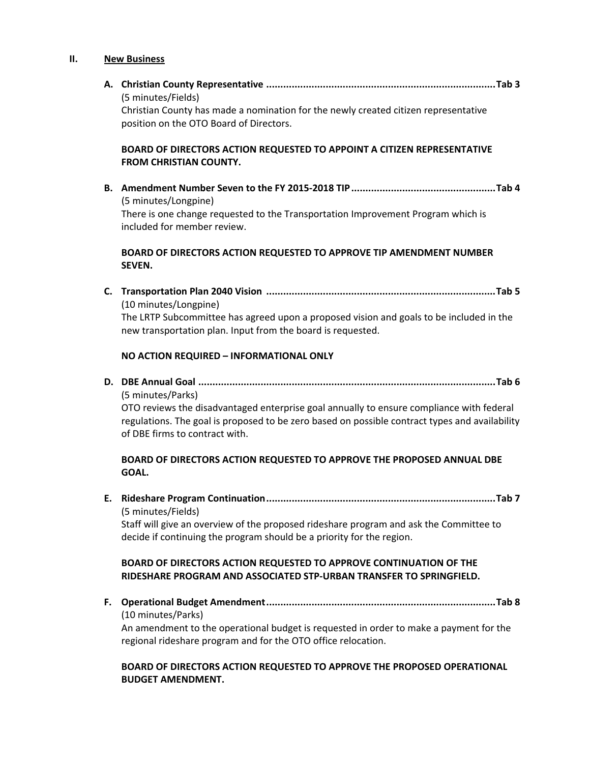## II. New Business

**A. Christian County Representative ................................................................................. Tab 3**
(5 minutes/Fields)
Christian County has made a nomination for the newly created citizen representative position on the OTO Board of Directors.

**BOARD OF DIRECTORS ACTION REQUESTED TO APPOINT A CITIZEN REPRESENTATIVE FROM CHRISTIAN COUNTY.**

**B. Amendment Number Seven to the FY 2015-2018 TIP ................................................... Tab 4**
(5 minutes/Longpine)
There is one change requested to the Transportation Improvement Program which is included for member review.

**BOARD OF DIRECTORS ACTION REQUESTED TO APPROVE TIP AMENDMENT NUMBER SEVEN.**

**C. Transportation Plan 2040 Vision ................................................................................. Tab 5**
(10 minutes/Longpine)
The LRTP Subcommittee has agreed upon a proposed vision and goals to be included in the new transportation plan. Input from the board is requested.

**NO ACTION REQUIRED – INFORMATIONAL ONLY**

**D. DBE Annual Goal ......................................................................................................... Tab 6**
(5 minutes/Parks)
OTO reviews the disadvantaged enterprise goal annually to ensure compliance with federal regulations. The goal is proposed to be zero based on possible contract types and availability of DBE firms to contract with.

**BOARD OF DIRECTORS ACTION REQUESTED TO APPROVE THE PROPOSED ANNUAL DBE GOAL.**

**E. Rideshare Program Continuation ................................................................................. Tab 7**
(5 minutes/Fields)
Staff will give an overview of the proposed rideshare program and ask the Committee to decide if continuing the program should be a priority for the region.

**BOARD OF DIRECTORS ACTION REQUESTED TO APPROVE CONTINUATION OF THE RIDESHARE PROGRAM AND ASSOCIATED STP-URBAN TRANSFER TO SPRINGFIELD.**

**F. Operational Budget Amendment ................................................................................. Tab 8**
(10 minutes/Parks)
An amendment to the operational budget is requested in order to make a payment for the regional rideshare program and for the OTO office relocation.

**BOARD OF DIRECTORS ACTION REQUESTED TO APPROVE THE PROPOSED OPERATIONAL BUDGET AMENDMENT.**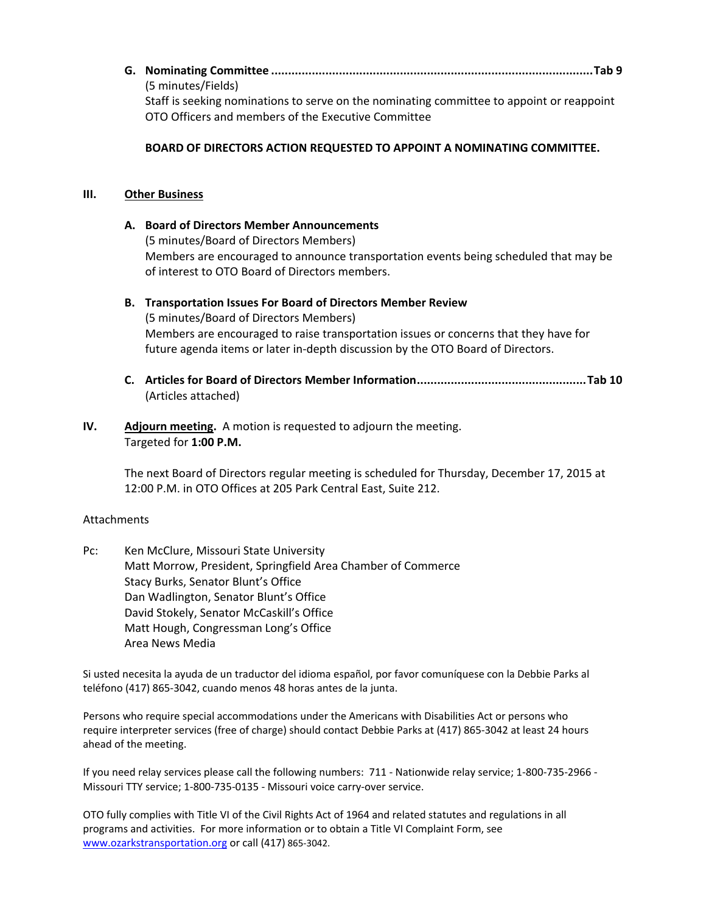**G. Nominating Committee ............................................................................................Tab 9**
(5 minutes/Fields)
Staff is seeking nominations to serve on the nominating committee to appoint or reappoint OTO Officers and members of the Executive Committee

**BOARD OF DIRECTORS ACTION REQUESTED TO APPOINT A NOMINATING COMMITTEE.**

## III. Other Business

**A. Board of Directors Member Announcements**
(5 minutes/Board of Directors Members)
Members are encouraged to announce transportation events being scheduled that may be of interest to OTO Board of Directors members.

**B. Transportation Issues For Board of Directors Member Review**
(5 minutes/Board of Directors Members)
Members are encouraged to raise transportation issues or concerns that they have for future agenda items or later in-depth discussion by the OTO Board of Directors.

**C. Articles for Board of Directors Member Information................................................Tab 10**
(Articles attached)

**IV. Adjourn meeting.** A motion is requested to adjourn the meeting.
Targeted for **1:00 P.M.**

The next Board of Directors regular meeting is scheduled for Thursday, December 17, 2015 at 12:00 P.M. in OTO Offices at 205 Park Central East, Suite 212.

Attachments

Pc: Ken McClure, Missouri State University
Matt Morrow, President, Springfield Area Chamber of Commerce
Stacy Burks, Senator Blunt's Office
Dan Wadlington, Senator Blunt's Office
David Stokely, Senator McCaskill's Office
Matt Hough, Congressman Long's Office
Area News Media

Si usted necesita la ayuda de un traductor del idioma español, por favor comuníquese con la Debbie Parks al teléfono (417) 865-3042, cuando menos 48 horas antes de la junta.

Persons who require special accommodations under the Americans with Disabilities Act or persons who require interpreter services (free of charge) should contact Debbie Parks at (417) 865-3042 at least 24 hours ahead of the meeting.

If you need relay services please call the following numbers: 711 - Nationwide relay service; 1-800-735-2966 - Missouri TTY service; 1-800-735-0135 - Missouri voice carry-over service.

OTO fully complies with Title VI of the Civil Rights Act of 1964 and related statutes and regulations in all programs and activities. For more information or to obtain a Title VI Complaint Form, see www.ozarkstransportation.org or call (417) 865-3042.